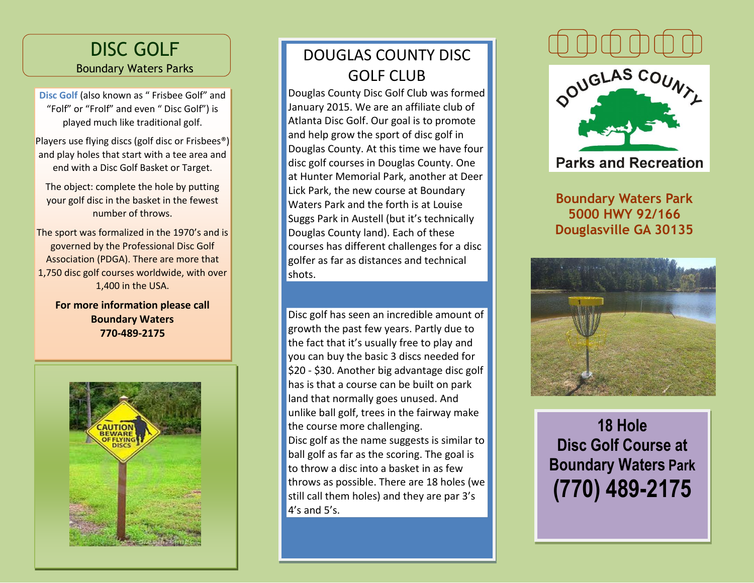# DISC GOLF

Boundary Waters Parks

**Disc Golf** (also known as " Frisbee Golf" and "Folf" or "Frolf" and even " Disc Golf") is played much like traditional golf.

Players use flying discs (golf disc or Frisbees®) and play holes that start with a tee area and end with a Disc Golf Basket or Target.

The object: complete the hole by putting your golf disc in the basket in the fewest number of throws.

The sport was formalized in the 1970's and is governed by the Professional Disc Golf Association (PDGA). There are more that 1,750 disc golf courses worldwide, with over 1,400 in the USA.

**For more information please call Boundary Waters 770-489-2175**

# DOUGLAS COUNTY DISC GOLF CLUB

Douglas County Disc Golf Club was formed January 2015. We are an affiliate club of Atlanta Disc Golf. Our goal is to promote and help grow the sport of disc golf in Douglas County. At this time we have four disc golf courses in Douglas County. One at Hunter Memorial Park, another at Deer Lick Park, the new course at Boundary Waters Park and the forth is at Louise Suggs Park in Austell (but it's technically Douglas County land). Each of these courses has different challenges for a disc golfer as far as distances and technical shots.

Disc golf has seen an incredible amount of growth the past few years. Partly due to the fact that it's usually free to play and you can buy the basic 3 discs needed for $20 - $30. Another big advantage disc golf has is that a course can be built on park land that normally goes unused. And unlike ball golf, trees in the fairway make the course more challenging.

Disc golf as the name suggests is similar to ball golf as far as the scoring. The goal is to throw a disc into a basket in as few throws as possible. There are 18 holes (we still call them holes) and they are par 3's 4's and 5's.

Douglas County Parks and Recreation

**Boundary Waters Park**
**5000 HWY 92/166**
**Douglasville GA 30135**

## 18 Hole Disc Golf Course at Boundary Waters Park (770) 489-2175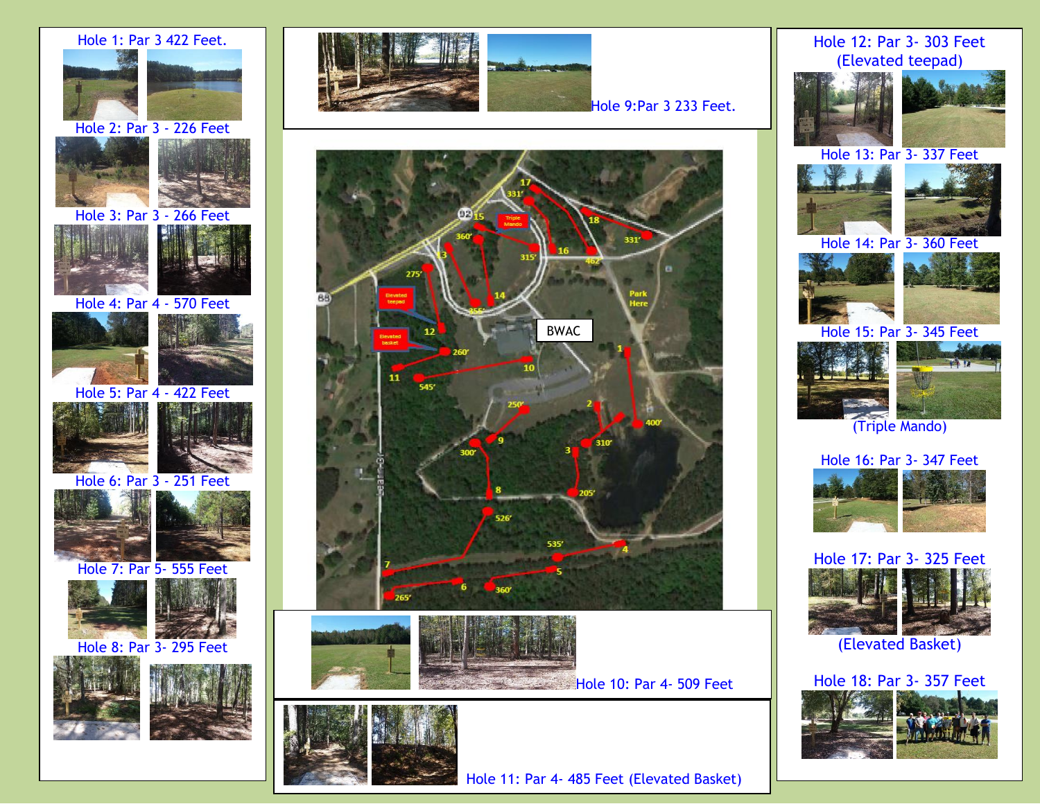Hole 1: Par 3 422 Feet.

Hole 2: Par 3 - 226 Feet

Hole 3: Par 3 - 266 Feet

Hole 4: Par 4 - 570 Feet

Hole 5: Par 4 - 422 Feet

Hole 6: Par 3 - 251 Feet

Hole 7: Par 5- 555 Feet

Hole 8: Par 3- 295 Feet

Hole 9:Par 3 233 Feet.

BWAC

Park Here

Triple Mando

Elevated teepad

Elevated basket

1
2
3
4
5
6
7
8
9
10
11
12
13
14
15
16
17
18

400'
310'
205'
535'
360'
265'
526'
300'
250'
545'
260'
275'
356'
360'
315'
331'
462'
331'

Hole 10: Par 4- 509 Feet

Hole 11: Par 4- 485 Feet (Elevated Basket)

Hole 12: Par 3- 303 Feet (Elevated teepad)

Hole 13: Par 3- 337 Feet

Hole 14: Par 3- 360 Feet

Hole 15: Par 3- 345 Feet

(Triple Mando)

Hole 16: Par 3- 347 Feet

Hole 17: Par 3- 325 Feet

(Elevated Basket)

Hole 18: Par 3- 357 Feet